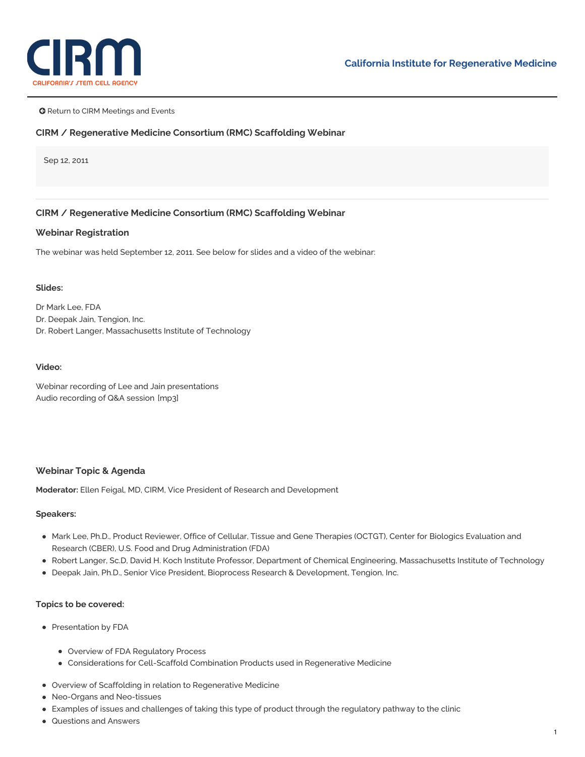California Institute for Regenerative Medicine

Return to CIRM Meetings and Events

## CIRM / Regenerative Medicine Consortium (RMC) Scaffolding Webinar

Sep 12, 2011

## CIRM / Regenerative Medicine Consortium (RMC) Scaffolding Webinar

### Webinar Registration

The webinar was held September 12, 2011. See below for slides and a video of the webinar:

#### Slides:

Dr Mark Lee, FDA
Dr. Deepak Jain, Tengion, Inc.
Dr. Robert Langer, Massachusetts Institute of Technology

#### Video:

Webinar recording of Lee and Jain presentations
Audio recording of Q&A session [mp3]

### Webinar Topic & Agenda

**Moderator:** Ellen Feigal, MD, CIRM, Vice President of Research and Development

#### Speakers:

- Mark Lee, Ph.D., Product Reviewer, Office of Cellular, Tissue and Gene Therapies (OCTGT), Center for Biologics Evaluation and Research (CBER), U.S. Food and Drug Administration (FDA)
- Robert Langer, Sc.D, David H. Koch Institute Professor, Department of Chemical Engineering, Massachusetts Institute of Technology
- Deepak Jain, Ph.D., Senior Vice President, Bioprocess Research & Development, Tengion, Inc.

#### Topics to be covered:

- Presentation by FDA
  - Overview of FDA Regulatory Process
  - Considerations for Cell-Scaffold Combination Products used in Regenerative Medicine
- Overview of Scaffolding in relation to Regenerative Medicine
- Neo-Organs and Neo-tissues
- Examples of issues and challenges of taking this type of product through the regulatory pathway to the clinic
- Questions and Answers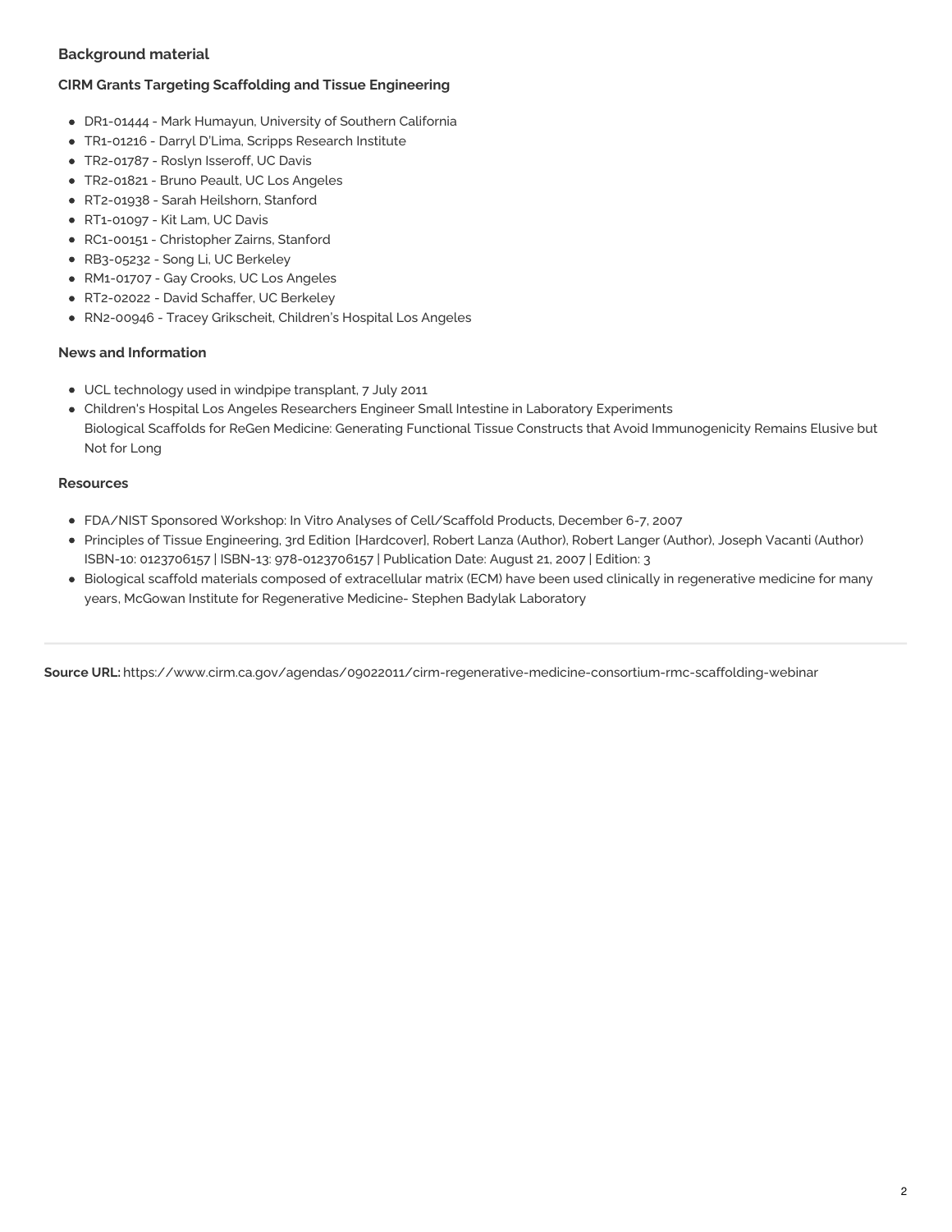### Background material

### CIRM Grants Targeting Scaffolding and Tissue Engineering

- DR1-01444 - Mark Humayun, University of Southern California
- TR1-01216 - Darryl D'Lima, Scripps Research Institute
- TR2-01787 - Roslyn Isseroff, UC Davis
- TR2-01821 - Bruno Peault, UC Los Angeles
- RT2-01938 - Sarah Heilshorn, Stanford
- RT1-01097 - Kit Lam, UC Davis
- RC1-00151 - Christopher Zairns, Stanford
- RB3-05232 - Song Li, UC Berkeley
- RM1-01707 - Gay Crooks, UC Los Angeles
- RT2-02022 - David Schaffer, UC Berkeley
- RN2-00946 - Tracey Grikscheit, Children's Hospital Los Angeles

### News and Information

- UCL technology used in windpipe transplant, 7 July 2011
- Children's Hospital Los Angeles Researchers Engineer Small Intestine in Laboratory Experiments
  Biological Scaffolds for ReGen Medicine: Generating Functional Tissue Constructs that Avoid Immunogenicity Remains Elusive but Not for Long

### Resources

- FDA/NIST Sponsored Workshop: In Vitro Analyses of Cell/Scaffold Products, December 6-7, 2007
- Principles of Tissue Engineering, 3rd Edition [Hardcover], Robert Lanza (Author), Robert Langer (Author), Joseph Vacanti (Author) ISBN-10: 0123706157 | ISBN-13: 978-0123706157 | Publication Date: August 21, 2007 | Edition: 3
- Biological scaffold materials composed of extracellular matrix (ECM) have been used clinically in regenerative medicine for many years, McGowan Institute for Regenerative Medicine- Stephen Badylak Laboratory

---

**Source URL:** https://www.cirm.ca.gov/agendas/09022011/cirm-regenerative-medicine-consortium-rmc-scaffolding-webinar